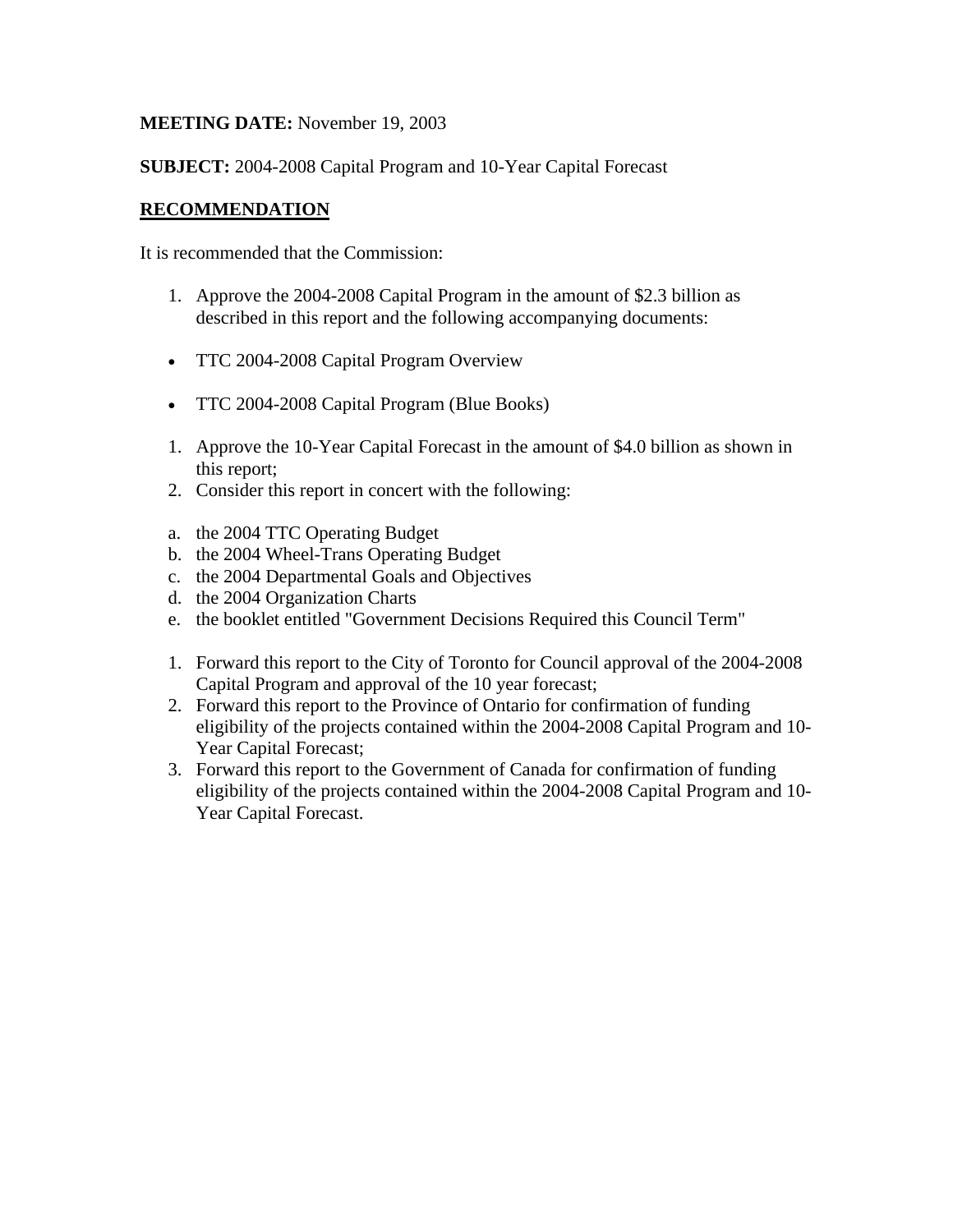**MEETING DATE:** November 19, 2003

**SUBJECT:** 2004-2008 Capital Program and 10-Year Capital Forecast

**RECOMMENDATION**

It is recommended that the Commission:

1. Approve the 2004-2008 Capital Program in the amount of $2.3 billion as described in this report and the following accompanying documents:

- TTC 2004-2008 Capital Program Overview
- TTC 2004-2008 Capital Program (Blue Books)

1. Approve the 10-Year Capital Forecast in the amount of $4.0 billion as shown in this report;
2. Consider this report in concert with the following:

a. the 2004 TTC Operating Budget
b. the 2004 Wheel-Trans Operating Budget
c. the 2004 Departmental Goals and Objectives
d. the 2004 Organization Charts
e. the booklet entitled "Government Decisions Required this Council Term"

1. Forward this report to the City of Toronto for Council approval of the 2004-2008 Capital Program and approval of the 10 year forecast;
2. Forward this report to the Province of Ontario for confirmation of funding eligibility of the projects contained within the 2004-2008 Capital Program and 10-Year Capital Forecast;
3. Forward this report to the Government of Canada for confirmation of funding eligibility of the projects contained within the 2004-2008 Capital Program and 10-Year Capital Forecast.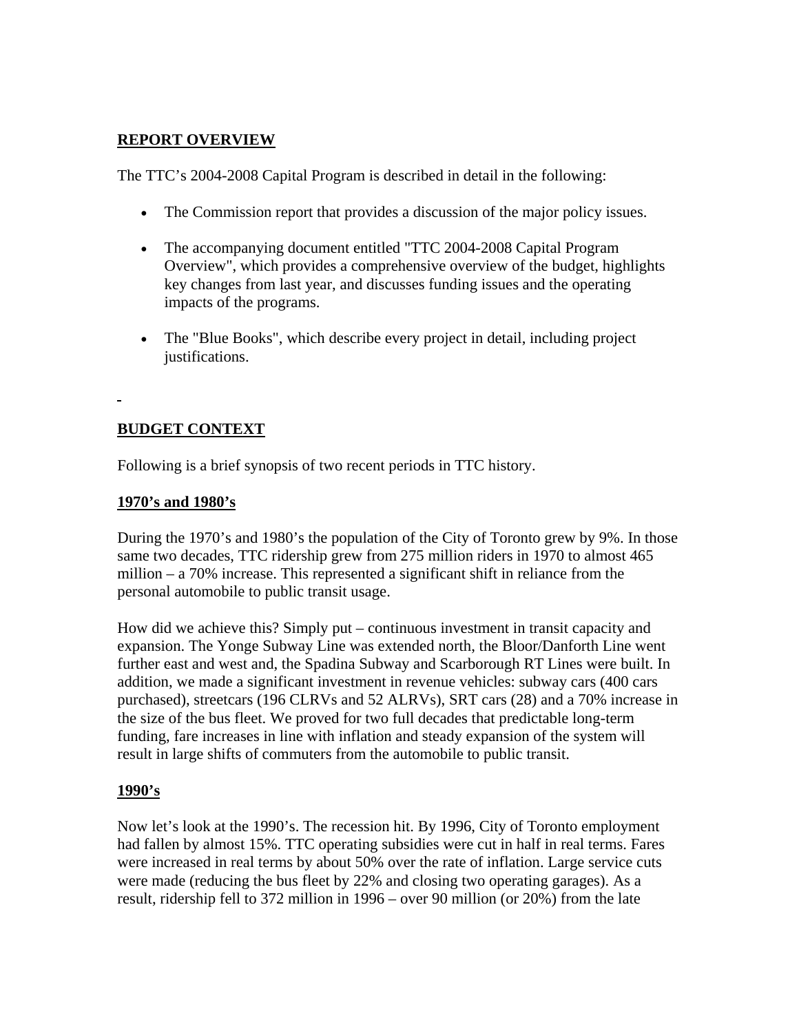## REPORT OVERVIEW

The TTC's 2004-2008 Capital Program is described in detail in the following:

- The Commission report that provides a discussion of the major policy issues.
- The accompanying document entitled "TTC 2004-2008 Capital Program Overview", which provides a comprehensive overview of the budget, highlights key changes from last year, and discusses funding issues and the operating impacts of the programs.
- The "Blue Books", which describe every project in detail, including project justifications.

## BUDGET CONTEXT

Following is a brief synopsis of two recent periods in TTC history.

### 1970's and 1980's

During the 1970's and 1980's the population of the City of Toronto grew by 9%. In those same two decades, TTC ridership grew from 275 million riders in 1970 to almost 465 million – a 70% increase. This represented a significant shift in reliance from the personal automobile to public transit usage.

How did we achieve this? Simply put – continuous investment in transit capacity and expansion. The Yonge Subway Line was extended north, the Bloor/Danforth Line went further east and west and, the Spadina Subway and Scarborough RT Lines were built. In addition, we made a significant investment in revenue vehicles: subway cars (400 cars purchased), streetcars (196 CLRVs and 52 ALRVs), SRT cars (28) and a 70% increase in the size of the bus fleet. We proved for two full decades that predictable long-term funding, fare increases in line with inflation and steady expansion of the system will result in large shifts of commuters from the automobile to public transit.

### 1990's

Now let's look at the 1990's. The recession hit. By 1996, City of Toronto employment had fallen by almost 15%. TTC operating subsidies were cut in half in real terms. Fares were increased in real terms by about 50% over the rate of inflation. Large service cuts were made (reducing the bus fleet by 22% and closing two operating garages). As a result, ridership fell to 372 million in 1996 – over 90 million (or 20%) from the late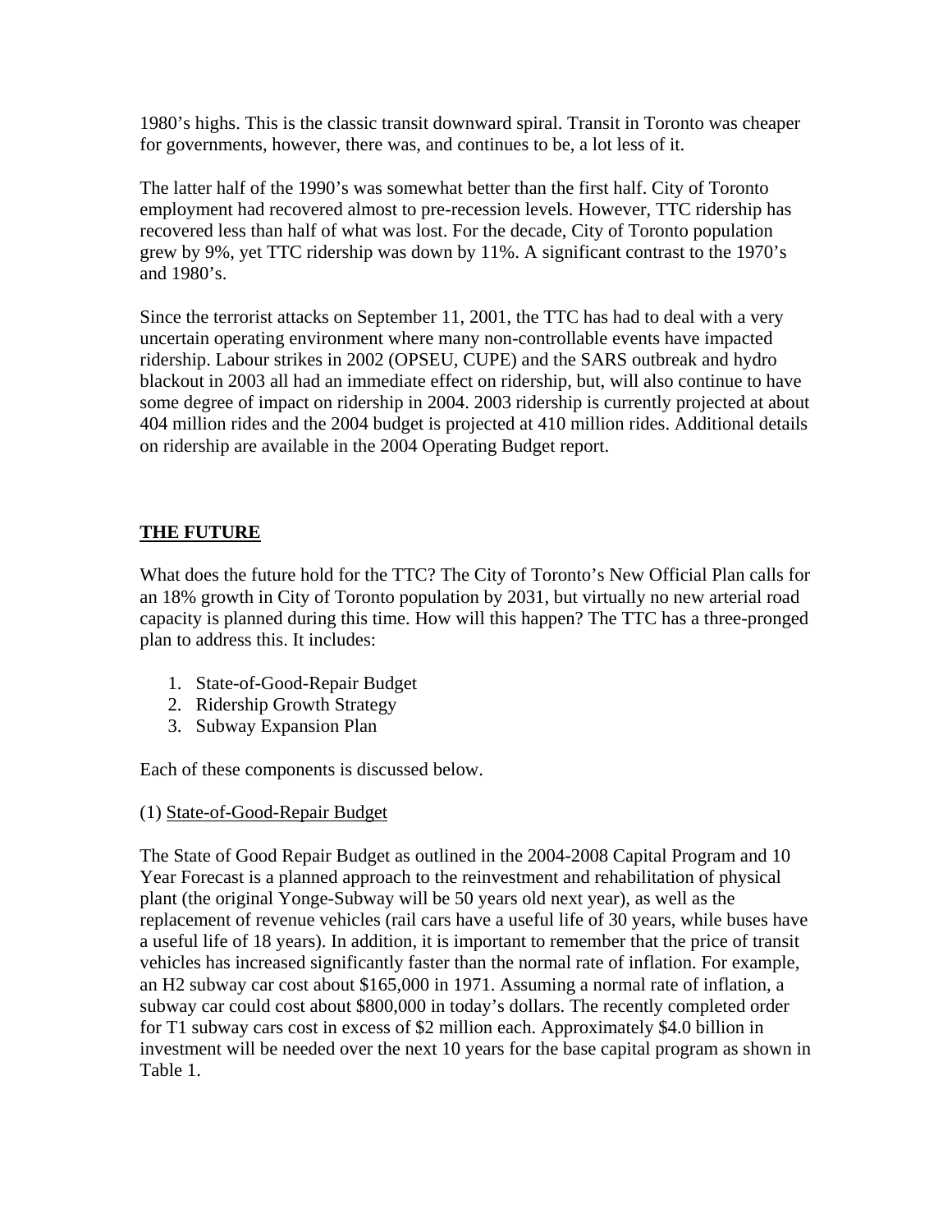1980's highs. This is the classic transit downward spiral. Transit in Toronto was cheaper for governments, however, there was, and continues to be, a lot less of it.

The latter half of the 1990's was somewhat better than the first half. City of Toronto employment had recovered almost to pre-recession levels. However, TTC ridership has recovered less than half of what was lost. For the decade, City of Toronto population grew by 9%, yet TTC ridership was down by 11%. A significant contrast to the 1970's and 1980's.

Since the terrorist attacks on September 11, 2001, the TTC has had to deal with a very uncertain operating environment where many non-controllable events have impacted ridership. Labour strikes in 2002 (OPSEU, CUPE) and the SARS outbreak and hydro blackout in 2003 all had an immediate effect on ridership, but, will also continue to have some degree of impact on ridership in 2004. 2003 ridership is currently projected at about 404 million rides and the 2004 budget is projected at 410 million rides. Additional details on ridership are available in the 2004 Operating Budget report.

## THE FUTURE

What does the future hold for the TTC? The City of Toronto's New Official Plan calls for an 18% growth in City of Toronto population by 2031, but virtually no new arterial road capacity is planned during this time. How will this happen? The TTC has a three-pronged plan to address this. It includes:

1. State-of-Good-Repair Budget
2. Ridership Growth Strategy
3. Subway Expansion Plan

Each of these components is discussed below.

### (1) State-of-Good-Repair Budget

The State of Good Repair Budget as outlined in the 2004-2008 Capital Program and 10 Year Forecast is a planned approach to the reinvestment and rehabilitation of physical plant (the original Yonge-Subway will be 50 years old next year), as well as the replacement of revenue vehicles (rail cars have a useful life of 30 years, while buses have a useful life of 18 years). In addition, it is important to remember that the price of transit vehicles has increased significantly faster than the normal rate of inflation. For example, an H2 subway car cost about $165,000 in 1971. Assuming a normal rate of inflation, a subway car could cost about $800,000 in today's dollars. The recently completed order for T1 subway cars cost in excess of $2 million each. Approximately $4.0 billion in investment will be needed over the next 10 years for the base capital program as shown in Table 1.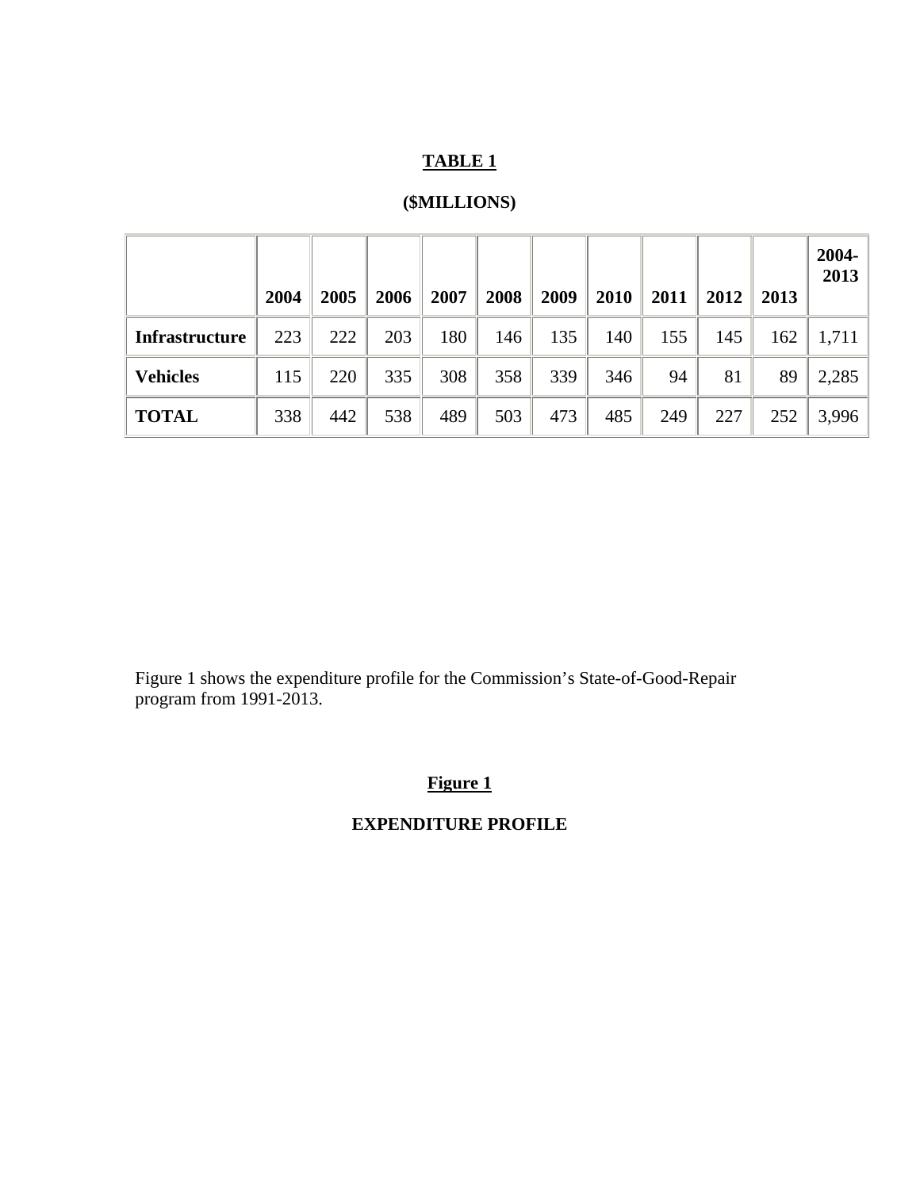**TABLE 1**

**($MILLIONS)**

| | 2004 | 2005 | 2006 | 2007 | 2008 | 2009 | 2010 | 2011 | 2012 | 2013 | 2004-2013 |
|---|---|---|---|---|---|---|---|---|---|---|---|
| **Infrastructure** | 223 | 222 | 203 | 180 | 146 | 135 | 140 | 155 | 145 | 162 | 1,711 |
| **Vehicles** | 115 | 220 | 335 | 308 | 358 | 339 | 346 | 94 | 81 | 89 | 2,285 |
| **TOTAL** | 338 | 442 | 538 | 489 | 503 | 473 | 485 | 249 | 227 | 252 | 3,996 |

Figure 1 shows the expenditure profile for the Commission's State-of-Good-Repair program from 1991-2013.

**Figure 1**

**EXPENDITURE PROFILE**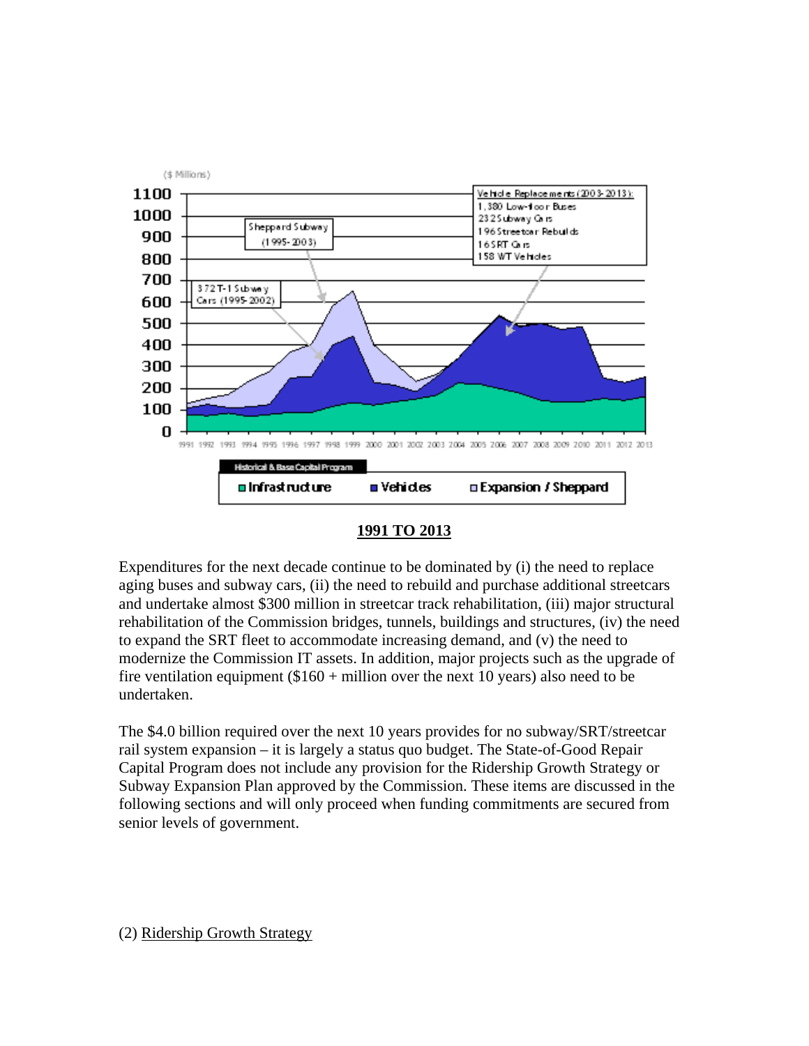($ Millions)

Vehicle Replacements (2003-2013):
1,380 Low-floor Buses
232 Subway Cars
196 Streetcar Rebuilds
16 SRT Cars
158 WT Vehicles

Sheppard Subway (1995-2003)

372 T-1 Subway Cars (1995-2002)

Historical & Base Capital Program

Infrastructure | Vehicles | Expansion / Sheppard

**1991 TO 2013**

Expenditures for the next decade continue to be dominated by (i) the need to replace aging buses and subway cars, (ii) the need to rebuild and purchase additional streetcars and undertake almost $300 million in streetcar track rehabilitation, (iii) major structural rehabilitation of the Commission bridges, tunnels, buildings and structures, (iv) the need to expand the SRT fleet to accommodate increasing demand, and (v) the need to modernize the Commission IT assets. In addition, major projects such as the upgrade of fire ventilation equipment ($160 + million over the next 10 years) also need to be undertaken.

The $4.0 billion required over the next 10 years provides for no subway/SRT/streetcar rail system expansion – it is largely a status quo budget. The State-of-Good Repair Capital Program does not include any provision for the Ridership Growth Strategy or Subway Expansion Plan approved by the Commission. These items are discussed in the following sections and will only proceed when funding commitments are secured from senior levels of government.

(2) Ridership Growth Strategy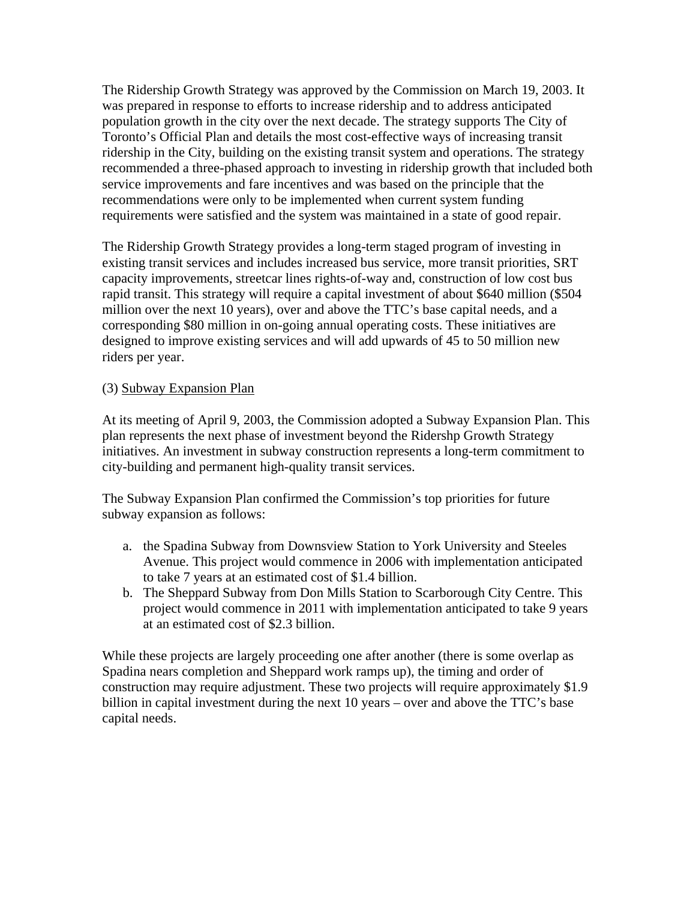The Ridership Growth Strategy was approved by the Commission on March 19, 2003. It was prepared in response to efforts to increase ridership and to address anticipated population growth in the city over the next decade. The strategy supports The City of Toronto's Official Plan and details the most cost-effective ways of increasing transit ridership in the City, building on the existing transit system and operations. The strategy recommended a three-phased approach to investing in ridership growth that included both service improvements and fare incentives and was based on the principle that the recommendations were only to be implemented when current system funding requirements were satisfied and the system was maintained in a state of good repair.

The Ridership Growth Strategy provides a long-term staged program of investing in existing transit services and includes increased bus service, more transit priorities, SRT capacity improvements, streetcar lines rights-of-way and, construction of low cost bus rapid transit. This strategy will require a capital investment of about $640 million ($504 million over the next 10 years), over and above the TTC's base capital needs, and a corresponding $80 million in on-going annual operating costs. These initiatives are designed to improve existing services and will add upwards of 45 to 50 million new riders per year.

(3) Subway Expansion Plan

At its meeting of April 9, 2003, the Commission adopted a Subway Expansion Plan. This plan represents the next phase of investment beyond the Ridershp Growth Strategy initiatives. An investment in subway construction represents a long-term commitment to city-building and permanent high-quality transit services.

The Subway Expansion Plan confirmed the Commission's top priorities for future subway expansion as follows:

a. the Spadina Subway from Downsview Station to York University and Steeles Avenue. This project would commence in 2006 with implementation anticipated to take 7 years at an estimated cost of $1.4 billion.
b. The Sheppard Subway from Don Mills Station to Scarborough City Centre. This project would commence in 2011 with implementation anticipated to take 9 years at an estimated cost of $2.3 billion.

While these projects are largely proceeding one after another (there is some overlap as Spadina nears completion and Sheppard work ramps up), the timing and order of construction may require adjustment. These two projects will require approximately $1.9 billion in capital investment during the next 10 years – over and above the TTC's base capital needs.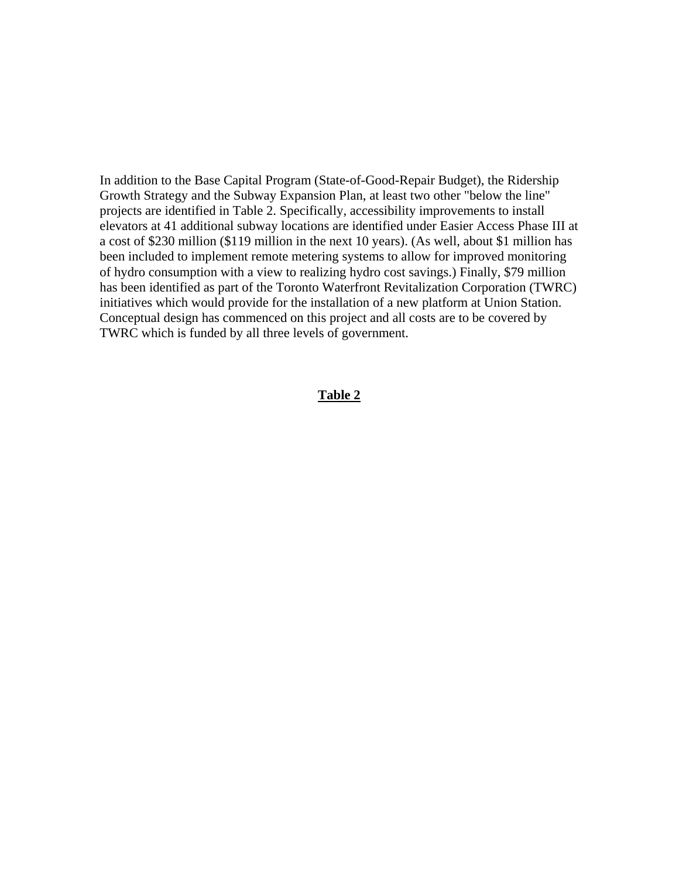In addition to the Base Capital Program (State-of-Good-Repair Budget), the Ridership Growth Strategy and the Subway Expansion Plan, at least two other "below the line" projects are identified in Table 2. Specifically, accessibility improvements to install elevators at 41 additional subway locations are identified under Easier Access Phase III at a cost of $230 million ($119 million in the next 10 years). (As well, about $1 million has been included to implement remote metering systems to allow for improved monitoring of hydro consumption with a view to realizing hydro cost savings.) Finally, $79 million has been identified as part of the Toronto Waterfront Revitalization Corporation (TWRC) initiatives which would provide for the installation of a new platform at Union Station. Conceptual design has commenced on this project and all costs are to be covered by TWRC which is funded by all three levels of government.

**Table 2**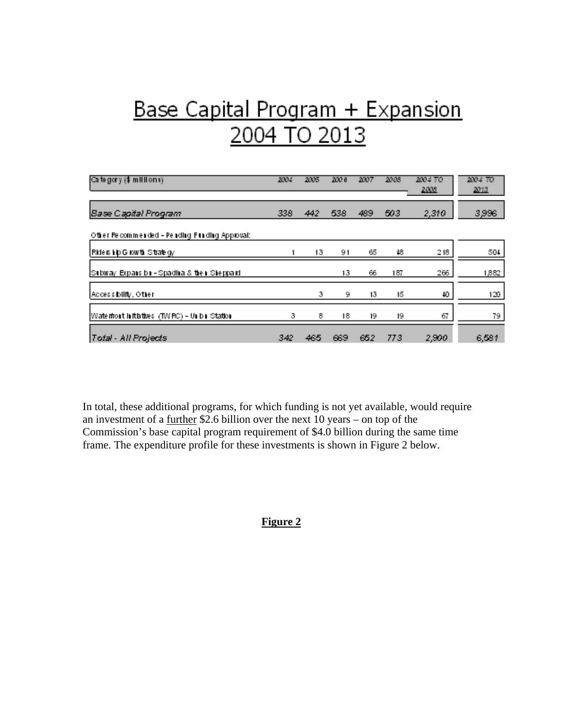# Base Capital Program + Expansion 2004 TO 2013

| Category ($ millions) | 2004 | 2005 | 2006 | 2007 | 2008 | 2004 TO 2008 | 2004 TO 2013 |
|---|---|---|---|---|---|---|---|
| *Base Capital Program* | *338* | *442* | *538* | *489* | *503* | *2,310* | *3,996* |
| Other Recommended – Pending Funding Approval: | | | | | | | |
| Ridership Growth Strategy | 1 | 13 | 91 | 65 | 48 | 218 | 504 |
| Subway Expansion - Spadina & then Sheppard | | | 13 | 66 | 187 | 266 | 1,882 |
| Accessibility, Other | | 3 | 9 | 13 | 15 | 40 | 120 |
| Waterfront Initiatives (TWRC) - Union Station | 3 | 8 | 18 | 19 | 19 | 67 | 79 |
| *Total - All Projects* | *342* | *465* | *669* | *652* | *773* | *2,900* | *6,581* |

In total, these additional programs, for which funding is not yet available, would require an investment of a further $2.6 billion over the next 10 years – on top of the Commission's base capital program requirement of $4.0 billion during the same time frame. The expenditure profile for these investments is shown in Figure 2 below.

**Figure 2**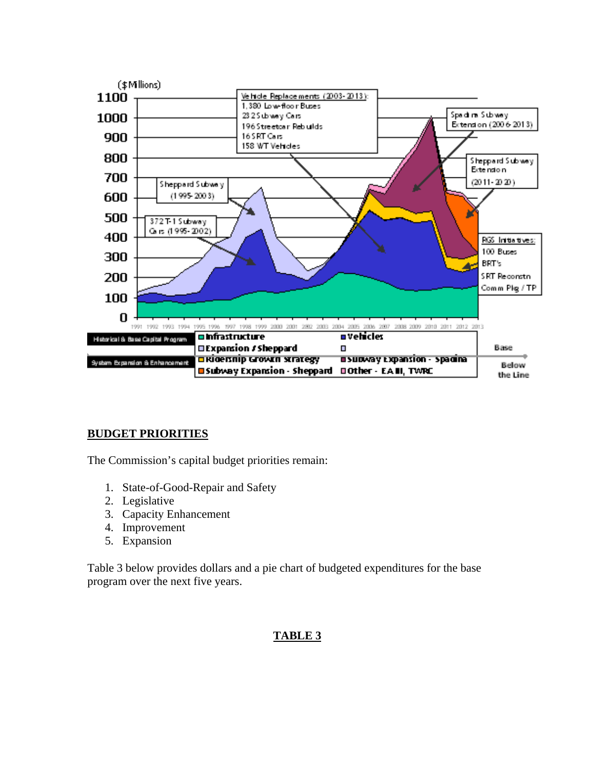## BUDGET PRIORITIES

The Commission's capital budget priorities remain:

1. State-of-Good-Repair and Safety
2. Legislative
3. Capacity Enhancement
4. Improvement
5. Expansion

Table 3 below provides dollars and a pie chart of budgeted expenditures for the base program over the next five years.

## TABLE 3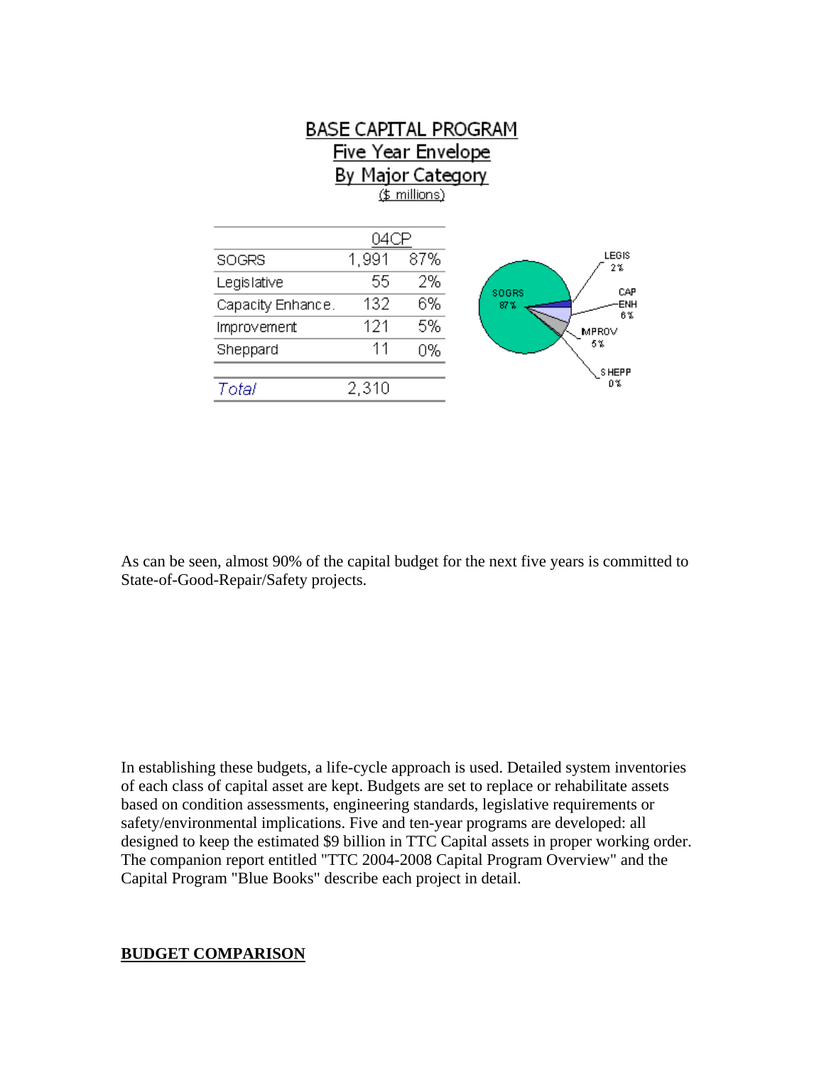## BASE CAPITAL PROGRAM
## Five Year Envelope
## By Major Category
($ millions)

| | 04CP | |
|---|---|---|
| SOGRS | 1,991 | 87% |
| Legislative | 55 | 2% |
| Capacity Enhance. | 132 | 6% |
| Improvement | 121 | 5% |
| Sheppard | 11 | 0% |
| *Total* | 2,310 | |

As can be seen, almost 90% of the capital budget for the next five years is committed to State-of-Good-Repair/Safety projects.

In establishing these budgets, a life-cycle approach is used. Detailed system inventories of each class of capital asset are kept. Budgets are set to replace or rehabilitate assets based on condition assessments, engineering standards, legislative requirements or safety/environmental implications. Five and ten-year programs are developed: all designed to keep the estimated $9 billion in TTC Capital assets in proper working order. The companion report entitled "TTC 2004-2008 Capital Program Overview" and the Capital Program "Blue Books" describe each project in detail.

**BUDGET COMPARISON**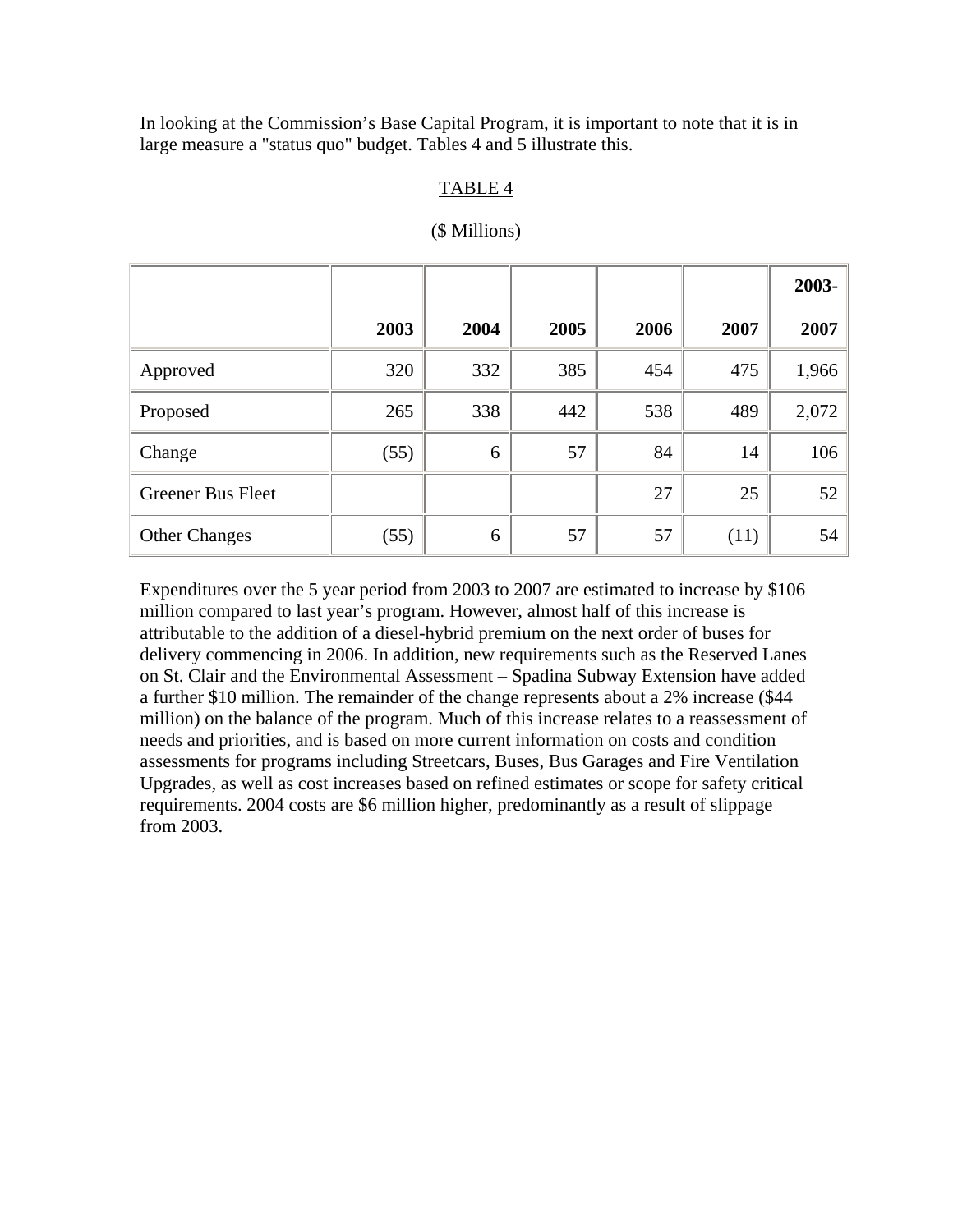In looking at the Commission's Base Capital Program, it is important to note that it is in large measure a "status quo" budget. Tables 4 and 5 illustrate this.

TABLE 4

($ Millions)

| | 2003 | 2004 | 2005 | 2006 | 2007 | 2003-2007 |
|---|---|---|---|---|---|---|
| Approved | 320 | 332 | 385 | 454 | 475 | 1,966 |
| Proposed | 265 | 338 | 442 | 538 | 489 | 2,072 |
| Change | (55) | 6 | 57 | 84 | 14 | 106 |
| Greener Bus Fleet | | | | 27 | 25 | 52 |
| Other Changes | (55) | 6 | 57 | 57 | (11) | 54 |

Expenditures over the 5 year period from 2003 to 2007 are estimated to increase by $106 million compared to last year's program. However, almost half of this increase is attributable to the addition of a diesel-hybrid premium on the next order of buses for delivery commencing in 2006. In addition, new requirements such as the Reserved Lanes on St. Clair and the Environmental Assessment – Spadina Subway Extension have added a further $10 million. The remainder of the change represents about a 2% increase ($44 million) on the balance of the program. Much of this increase relates to a reassessment of needs and priorities, and is based on more current information on costs and condition assessments for programs including Streetcars, Buses, Bus Garages and Fire Ventilation Upgrades, as well as cost increases based on refined estimates or scope for safety critical requirements. 2004 costs are $6 million higher, predominantly as a result of slippage from 2003.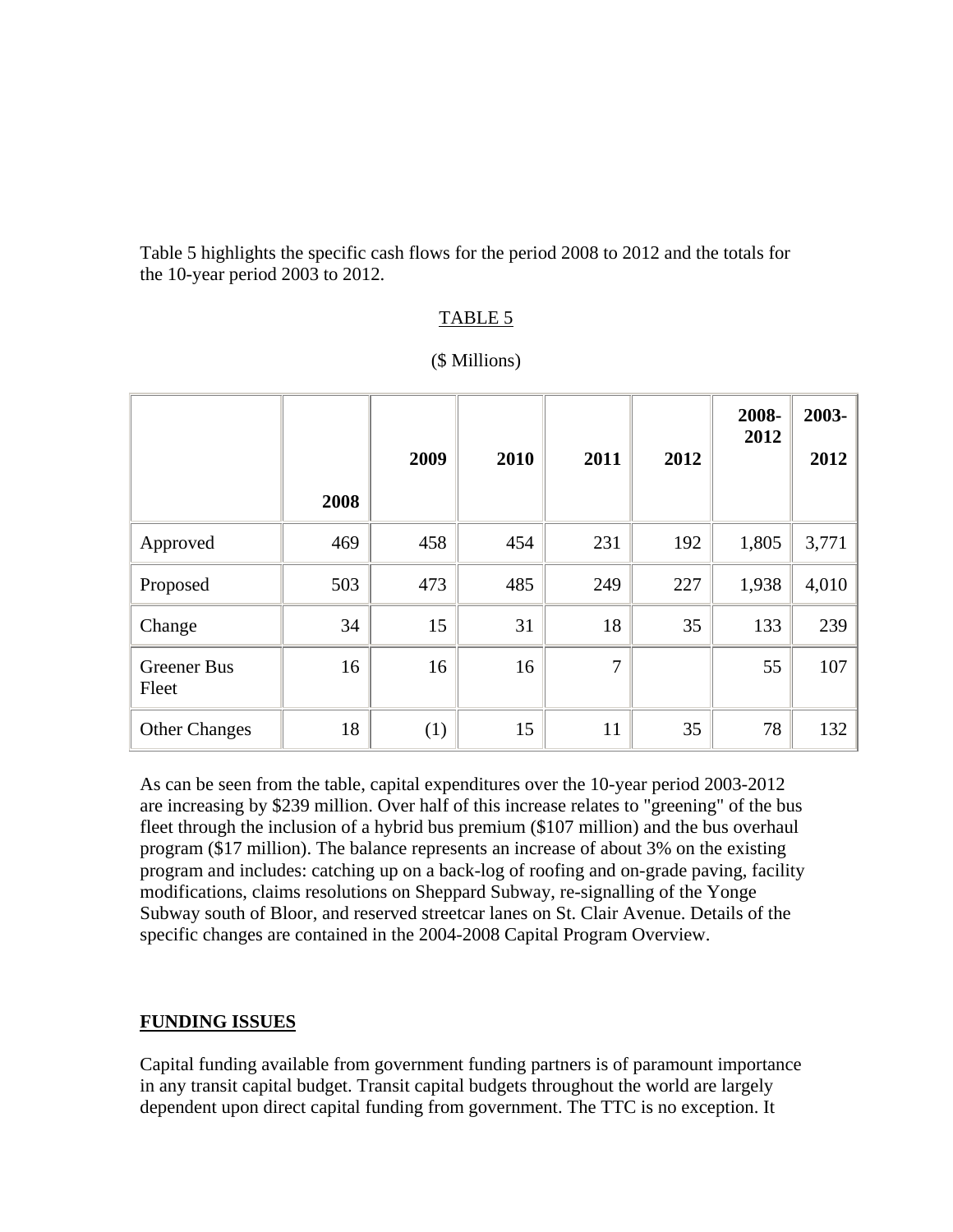Table 5 highlights the specific cash flows for the period 2008 to 2012 and the totals for the 10-year period 2003 to 2012.

TABLE 5

($ Millions)

| | 2008 | 2009 | 2010 | 2011 | 2012 | 2008-2012 | 2003-2012 |
|---|---|---|---|---|---|---|---|
| Approved | 469 | 458 | 454 | 231 | 192 | 1,805 | 3,771 |
| Proposed | 503 | 473 | 485 | 249 | 227 | 1,938 | 4,010 |
| Change | 34 | 15 | 31 | 18 | 35 | 133 | 239 |
| Greener Bus Fleet | 16 | 16 | 16 | 7 | | 55 | 107 |
| Other Changes | 18 | (1) | 15 | 11 | 35 | 78 | 132 |

As can be seen from the table, capital expenditures over the 10-year period 2003-2012 are increasing by $239 million. Over half of this increase relates to "greening" of the bus fleet through the inclusion of a hybrid bus premium ($107 million) and the bus overhaul program ($17 million). The balance represents an increase of about 3% on the existing program and includes: catching up on a back-log of roofing and on-grade paving, facility modifications, claims resolutions on Sheppard Subway, re-signalling of the Yonge Subway south of Bloor, and reserved streetcar lanes on St. Clair Avenue. Details of the specific changes are contained in the 2004-2008 Capital Program Overview.

**FUNDING ISSUES**

Capital funding available from government funding partners is of paramount importance in any transit capital budget. Transit capital budgets throughout the world are largely dependent upon direct capital funding from government. The TTC is no exception. It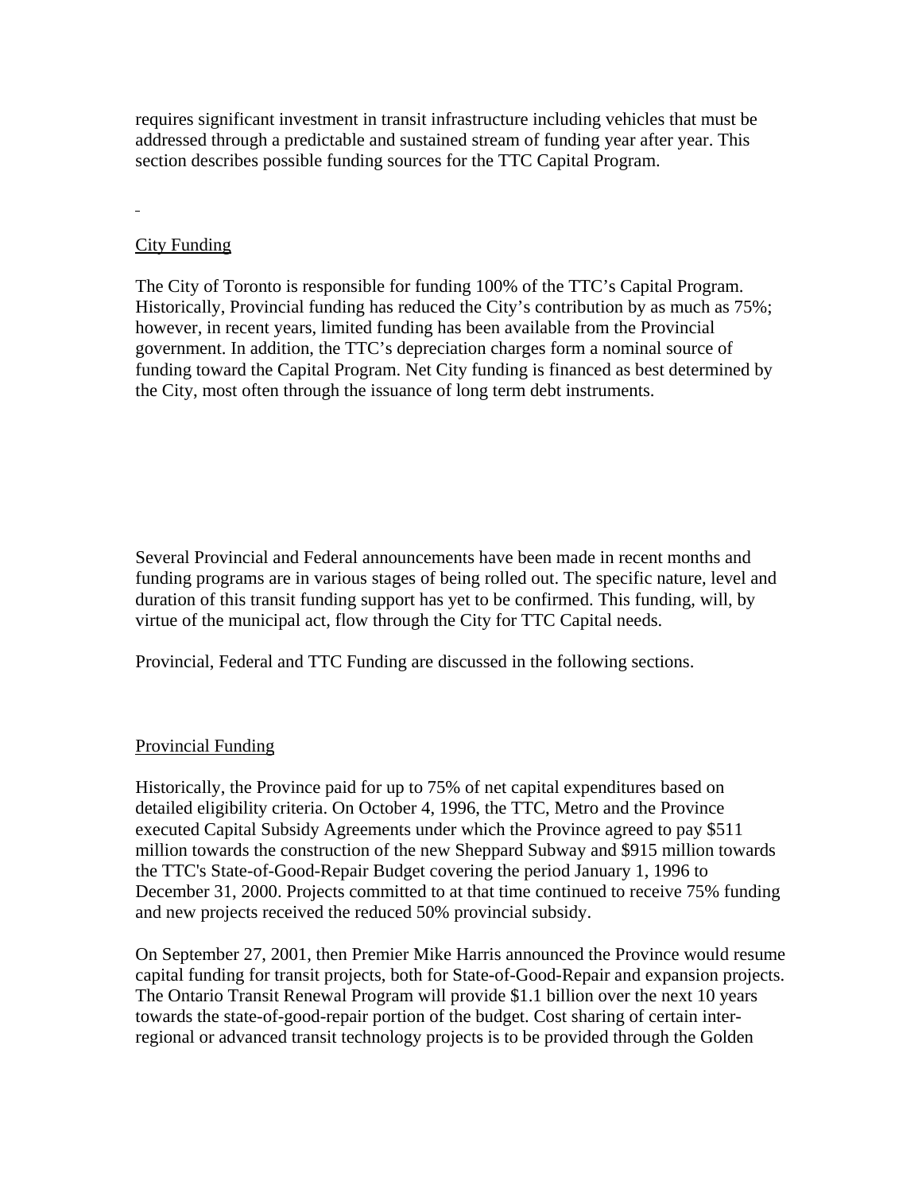requires significant investment in transit infrastructure including vehicles that must be addressed through a predictable and sustained stream of funding year after year. This section describes possible funding sources for the TTC Capital Program.

## City Funding

The City of Toronto is responsible for funding 100% of the TTC's Capital Program. Historically, Provincial funding has reduced the City's contribution by as much as 75%; however, in recent years, limited funding has been available from the Provincial government. In addition, the TTC's depreciation charges form a nominal source of funding toward the Capital Program. Net City funding is financed as best determined by the City, most often through the issuance of long term debt instruments.

Several Provincial and Federal announcements have been made in recent months and funding programs are in various stages of being rolled out. The specific nature, level and duration of this transit funding support has yet to be confirmed. This funding, will, by virtue of the municipal act, flow through the City for TTC Capital needs.

Provincial, Federal and TTC Funding are discussed in the following sections.

## Provincial Funding

Historically, the Province paid for up to 75% of net capital expenditures based on detailed eligibility criteria. On October 4, 1996, the TTC, Metro and the Province executed Capital Subsidy Agreements under which the Province agreed to pay $511 million towards the construction of the new Sheppard Subway and $915 million towards the TTC's State-of-Good-Repair Budget covering the period January 1, 1996 to December 31, 2000. Projects committed to at that time continued to receive 75% funding and new projects received the reduced 50% provincial subsidy.

On September 27, 2001, then Premier Mike Harris announced the Province would resume capital funding for transit projects, both for State-of-Good-Repair and expansion projects. The Ontario Transit Renewal Program will provide $1.1 billion over the next 10 years towards the state-of-good-repair portion of the budget. Cost sharing of certain inter-regional or advanced transit technology projects is to be provided through the Golden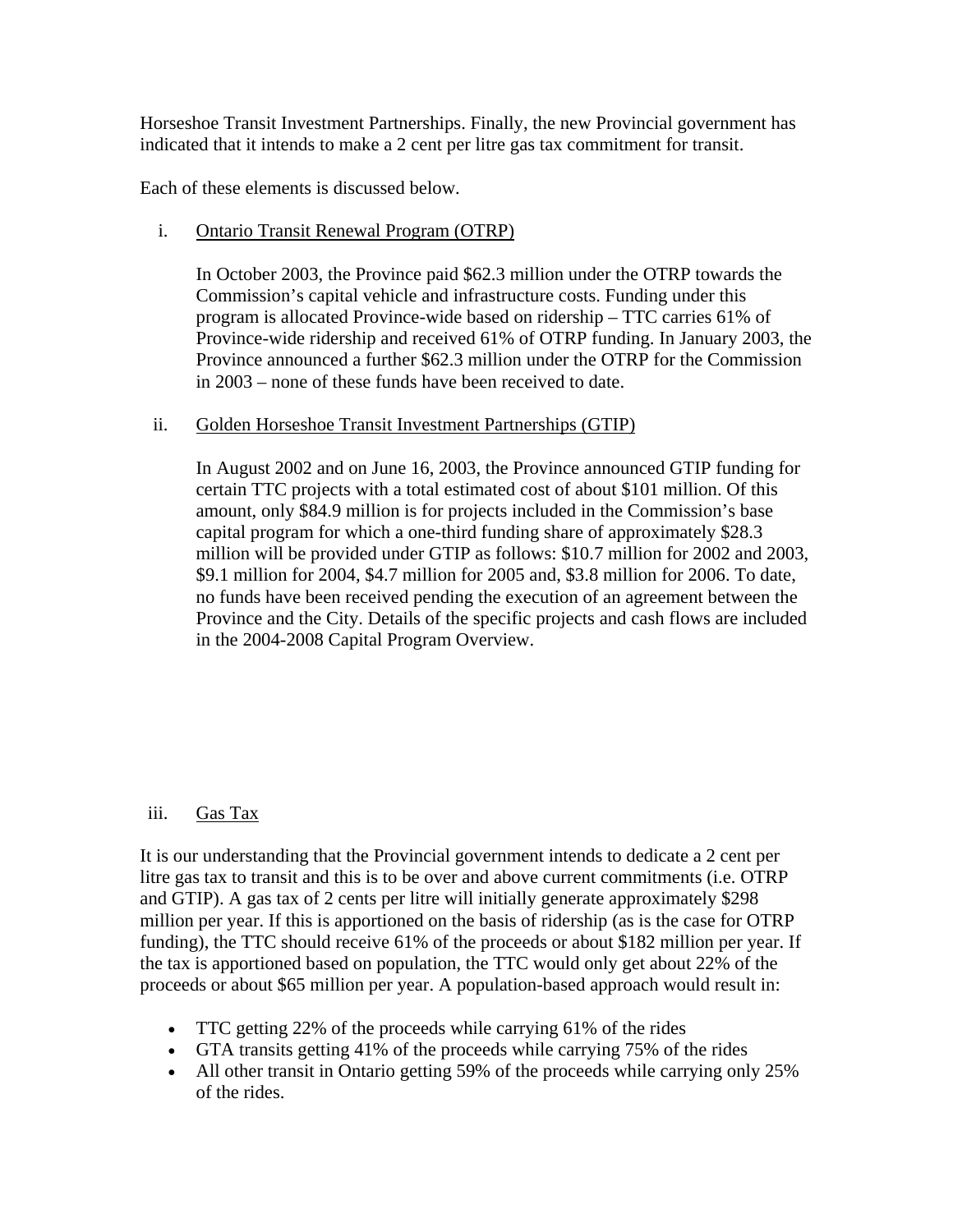Horseshoe Transit Investment Partnerships. Finally, the new Provincial government has indicated that it intends to make a 2 cent per litre gas tax commitment for transit.

Each of these elements is discussed below.

i. <u>Ontario Transit Renewal Program (OTRP)</u>

In October 2003, the Province paid $62.3 million under the OTRP towards the Commission's capital vehicle and infrastructure costs. Funding under this program is allocated Province-wide based on ridership – TTC carries 61% of Province-wide ridership and received 61% of OTRP funding. In January 2003, the Province announced a further $62.3 million under the OTRP for the Commission in 2003 – none of these funds have been received to date.

ii. <u>Golden Horseshoe Transit Investment Partnerships (GTIP)</u>

In August 2002 and on June 16, 2003, the Province announced GTIP funding for certain TTC projects with a total estimated cost of about $101 million. Of this amount, only $84.9 million is for projects included in the Commission's base capital program for which a one-third funding share of approximately $28.3 million will be provided under GTIP as follows: $10.7 million for 2002 and 2003, $9.1 million for 2004, $4.7 million for 2005 and, $3.8 million for 2006. To date, no funds have been received pending the execution of an agreement between the Province and the City. Details of the specific projects and cash flows are included in the 2004-2008 Capital Program Overview.

iii. <u>Gas Tax</u>

It is our understanding that the Provincial government intends to dedicate a 2 cent per litre gas tax to transit and this is to be over and above current commitments (i.e. OTRP and GTIP). A gas tax of 2 cents per litre will initially generate approximately $298 million per year. If this is apportioned on the basis of ridership (as is the case for OTRP funding), the TTC should receive 61% of the proceeds or about $182 million per year. If the tax is apportioned based on population, the TTC would only get about 22% of the proceeds or about $65 million per year. A population-based approach would result in:

- TTC getting 22% of the proceeds while carrying 61% of the rides
- GTA transits getting 41% of the proceeds while carrying 75% of the rides
- All other transit in Ontario getting 59% of the proceeds while carrying only 25% of the rides.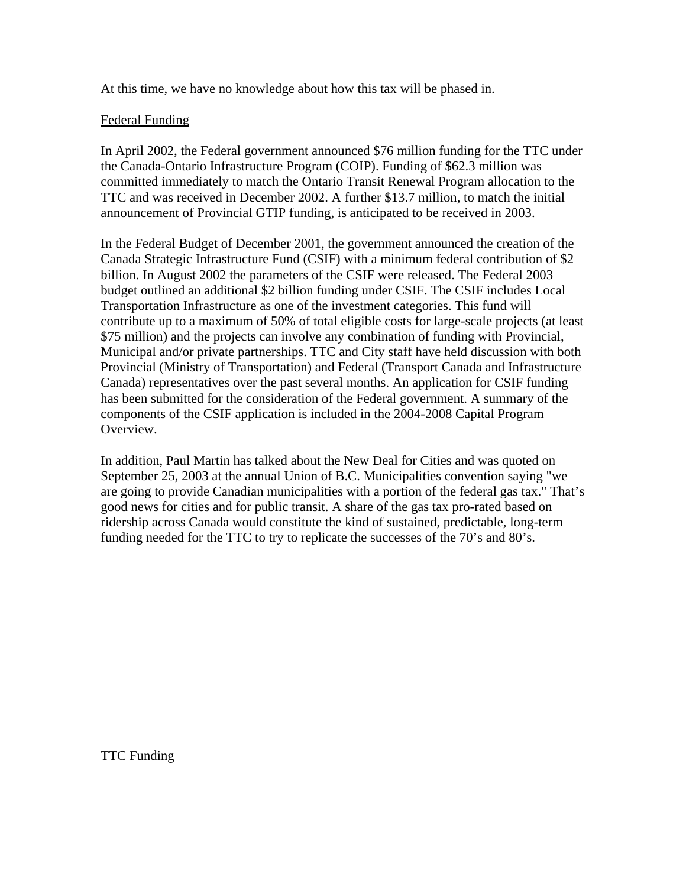At this time, we have no knowledge about how this tax will be phased in.

Federal Funding

In April 2002, the Federal government announced $76 million funding for the TTC under the Canada-Ontario Infrastructure Program (COIP). Funding of $62.3 million was committed immediately to match the Ontario Transit Renewal Program allocation to the TTC and was received in December 2002. A further $13.7 million, to match the initial announcement of Provincial GTIP funding, is anticipated to be received in 2003.

In the Federal Budget of December 2001, the government announced the creation of the Canada Strategic Infrastructure Fund (CSIF) with a minimum federal contribution of $2 billion. In August 2002 the parameters of the CSIF were released. The Federal 2003 budget outlined an additional $2 billion funding under CSIF. The CSIF includes Local Transportation Infrastructure as one of the investment categories. This fund will contribute up to a maximum of 50% of total eligible costs for large-scale projects (at least $75 million) and the projects can involve any combination of funding with Provincial, Municipal and/or private partnerships. TTC and City staff have held discussion with both Provincial (Ministry of Transportation) and Federal (Transport Canada and Infrastructure Canada) representatives over the past several months. An application for CSIF funding has been submitted for the consideration of the Federal government. A summary of the components of the CSIF application is included in the 2004-2008 Capital Program Overview.

In addition, Paul Martin has talked about the New Deal for Cities and was quoted on September 25, 2003 at the annual Union of B.C. Municipalities convention saying "we are going to provide Canadian municipalities with a portion of the federal gas tax." That's good news for cities and for public transit. A share of the gas tax pro-rated based on ridership across Canada would constitute the kind of sustained, predictable, long-term funding needed for the TTC to try to replicate the successes of the 70's and 80's.

TTC Funding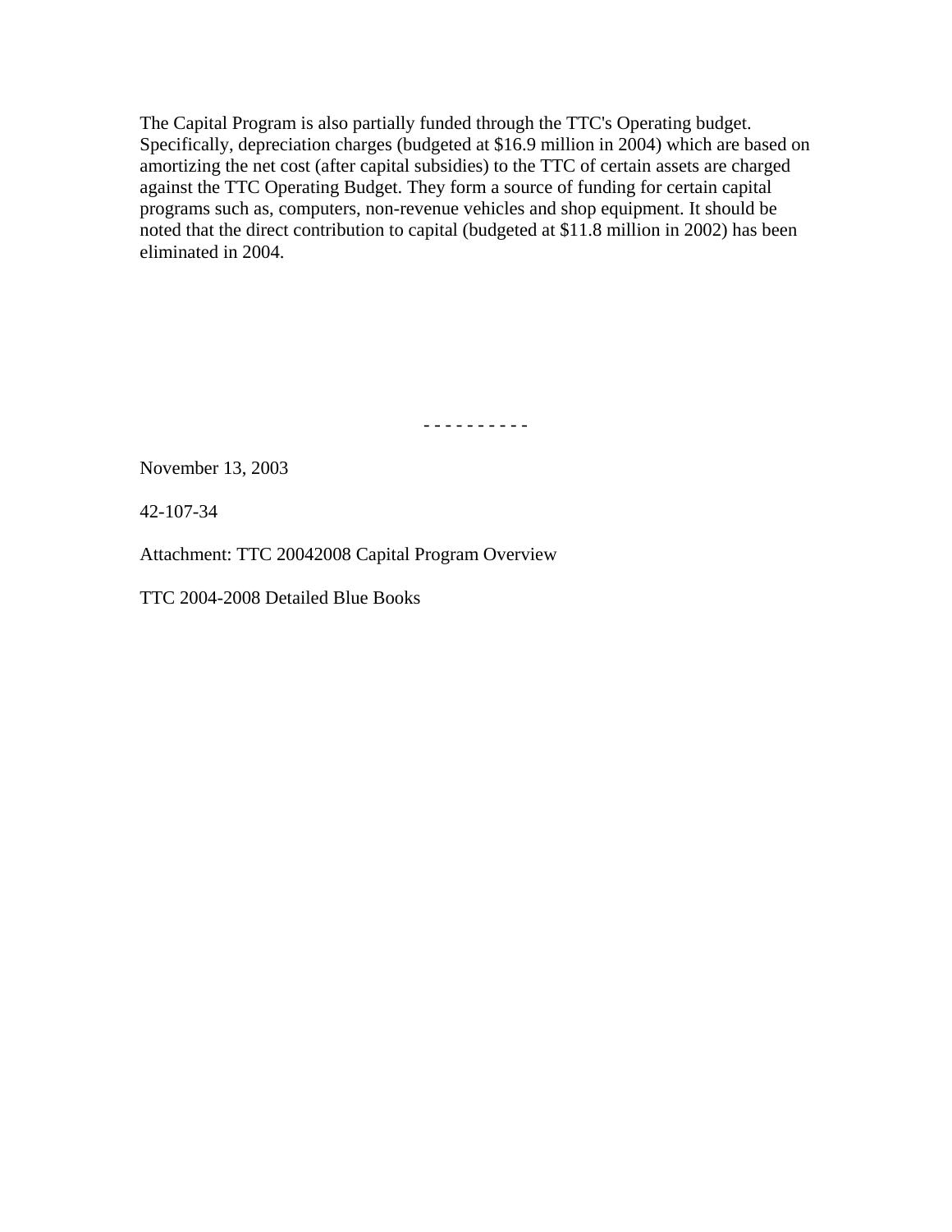The Capital Program is also partially funded through the TTC's Operating budget. Specifically, depreciation charges (budgeted at $16.9 million in 2004) which are based on amortizing the net cost (after capital subsidies) to the TTC of certain assets are charged against the TTC Operating Budget. They form a source of funding for certain capital programs such as, computers, non-revenue vehicles and shop equipment. It should be noted that the direct contribution to capital (budgeted at $11.8 million in 2002) has been eliminated in 2004.

- - - - - - - - - -

November 13, 2003

42-107-34

Attachment: TTC 20042008 Capital Program Overview

TTC 2004-2008 Detailed Blue Books